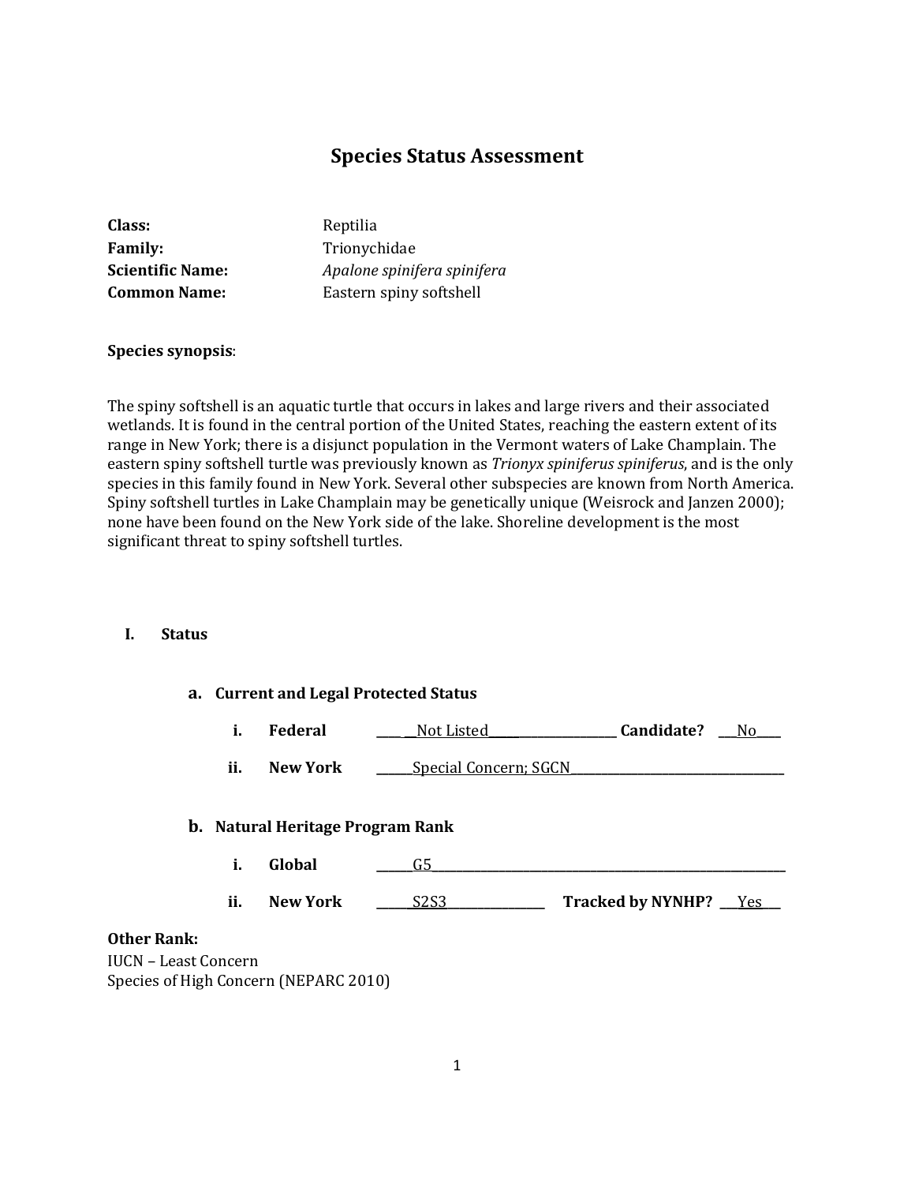# Species Status Assessment

**Class:** Reptilia
**Family:** *Trionychidae*
**Scientific Name:** *Apalone spinifera spinifera*
**Common Name:** Eastern spiny softshell

**Species synopsis**:

The spiny softshell is an aquatic turtle that occurs in lakes and large rivers and their associated wetlands. It is found in the central portion of the United States, reaching the eastern extent of its range in New York; there is a disjunct population in the Vermont waters of Lake Champlain. The eastern spiny softshell turtle was previously known as *Trionyx spiniferus spiniferus*, and is the only species in this family found in New York. Several other subspecies are known from North America. Spiny softshell turtles in Lake Champlain may be genetically unique (Weisrock and Janzen 2000); none have been found on the New York side of the lake. Shoreline development is the most significant threat to spiny softshell turtles.

## I. Status

### a. Current and Legal Protected Status

i. **Federal** Not Listed **Candidate?** No

ii. **New York** Special Concern; SGCN

### b. Natural Heritage Program Rank

i. **Global** G5

ii. **New York** S2S3 **Tracked by NYNHP?** Yes

**Other Rank:**
IUCN – Least Concern
Species of High Concern (NEPARC 2010)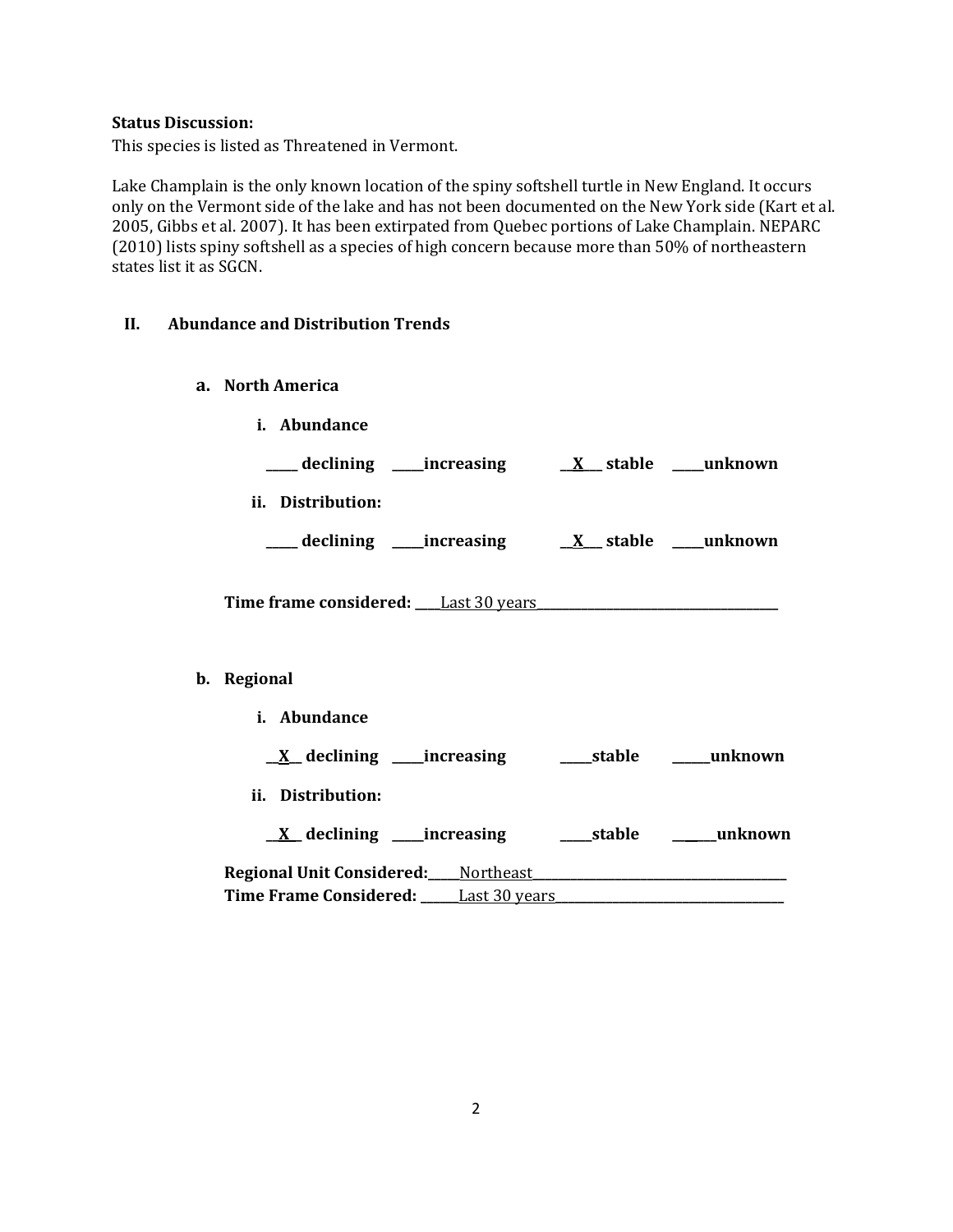**Status Discussion:**

This species is listed as Threatened in Vermont.

Lake Champlain is the only known location of the spiny softshell turtle in New England. It occurs only on the Vermont side of the lake and has not been documented on the New York side (Kart et al. 2005, Gibbs et al. 2007). It has been extirpated from Quebec portions of Lake Champlain. NEPARC (2010) lists spiny softshell as a species of high concern because more than 50% of northeastern states list it as SGCN.

## II. Abundance and Distribution Trends

### a. North America

**i. Abundance**

**_____ declining _____increasing __X___ stable _____unknown**

**ii. Distribution:**

**_____ declining _____increasing __X___ stable _____unknown**

**Time frame considered:** ____Last 30 years____________________________________

### b. Regional

**i. Abundance**

**__X__ declining _____increasing _____stable ______unknown**

**ii. Distribution:**

**__X__ declining _____increasing _____stable ______unknown**

**Regional Unit Considered:**_____Northeast________________________________________

**Time Frame Considered:** ______Last 30 years____________________________________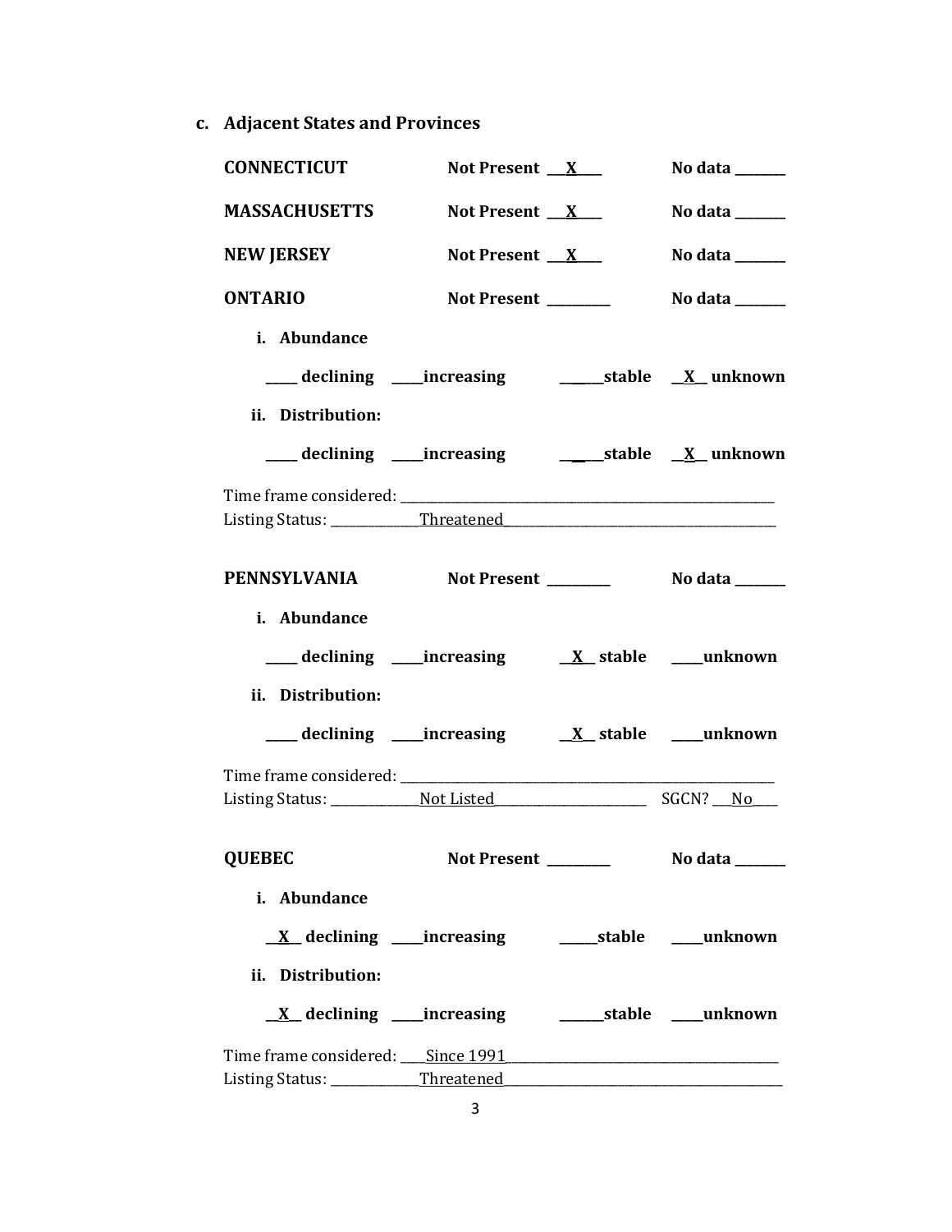### c. Adjacent States and Provinces

**CONNECTICUT** **Not Present \_\_X\_\_** **No data \_\_\_\_\_\_**

**MASSACHUSETTS** **Not Present \_\_X\_\_** **No data \_\_\_\_\_\_**

**NEW JERSEY** **Not Present \_\_X\_\_** **No data \_\_\_\_\_\_**

**ONTARIO** **Not Present \_\_\_\_\_\_\_** **No data \_\_\_\_\_\_**

**i. Abundance**

**\_\_\_\_ declining \_\_\_\_increasing \_\_\_\_\_stable \_\_X\_\_ unknown**

**ii. Distribution:**

**\_\_\_\_ declining \_\_\_\_increasing \_\_\_\_\_stable \_\_X\_\_ unknown**

Time frame considered: \_\_\_\_\_\_\_\_\_\_\_\_\_\_\_\_\_\_\_\_\_\_\_\_\_\_\_\_\_\_
Listing Status: \_\_\_\_\_\_\_Threatened\_\_\_\_\_\_\_\_\_\_\_\_\_\_\_\_\_\_\_\_

**PENNSYLVANIA** **Not Present \_\_\_\_\_\_\_** **No data \_\_\_\_\_\_**

**i. Abundance**

**\_\_\_\_ declining \_\_\_\_increasing \_\_X\_\_ stable \_\_\_\_unknown**

**ii. Distribution:**

**\_\_\_\_ declining \_\_\_\_increasing \_\_X\_\_ stable \_\_\_\_unknown**

Time frame considered: \_\_\_\_\_\_\_\_\_\_\_\_\_\_\_\_\_\_\_\_\_\_\_\_\_\_\_\_\_\_
Listing Status: \_\_\_\_\_\_\_Not Listed\_\_\_\_\_\_\_\_\_\_\_\_ SGCN? \_\_No\_\_

**QUEBEC** **Not Present \_\_\_\_\_\_\_** **No data \_\_\_\_\_\_**

**i. Abundance**

**\_\_X\_\_ declining \_\_\_\_increasing \_\_\_\_\_stable \_\_\_\_unknown**

**ii. Distribution:**

**\_\_X\_\_ declining \_\_\_\_increasing \_\_\_\_\_stable \_\_\_\_unknown**

Time frame considered: \_\_\_Since 1991\_\_\_\_\_\_\_\_\_\_\_\_\_\_\_\_\_\_\_\_
Listing Status: \_\_\_\_\_\_\_Threatened\_\_\_\_\_\_\_\_\_\_\_\_\_\_\_\_\_\_\_\_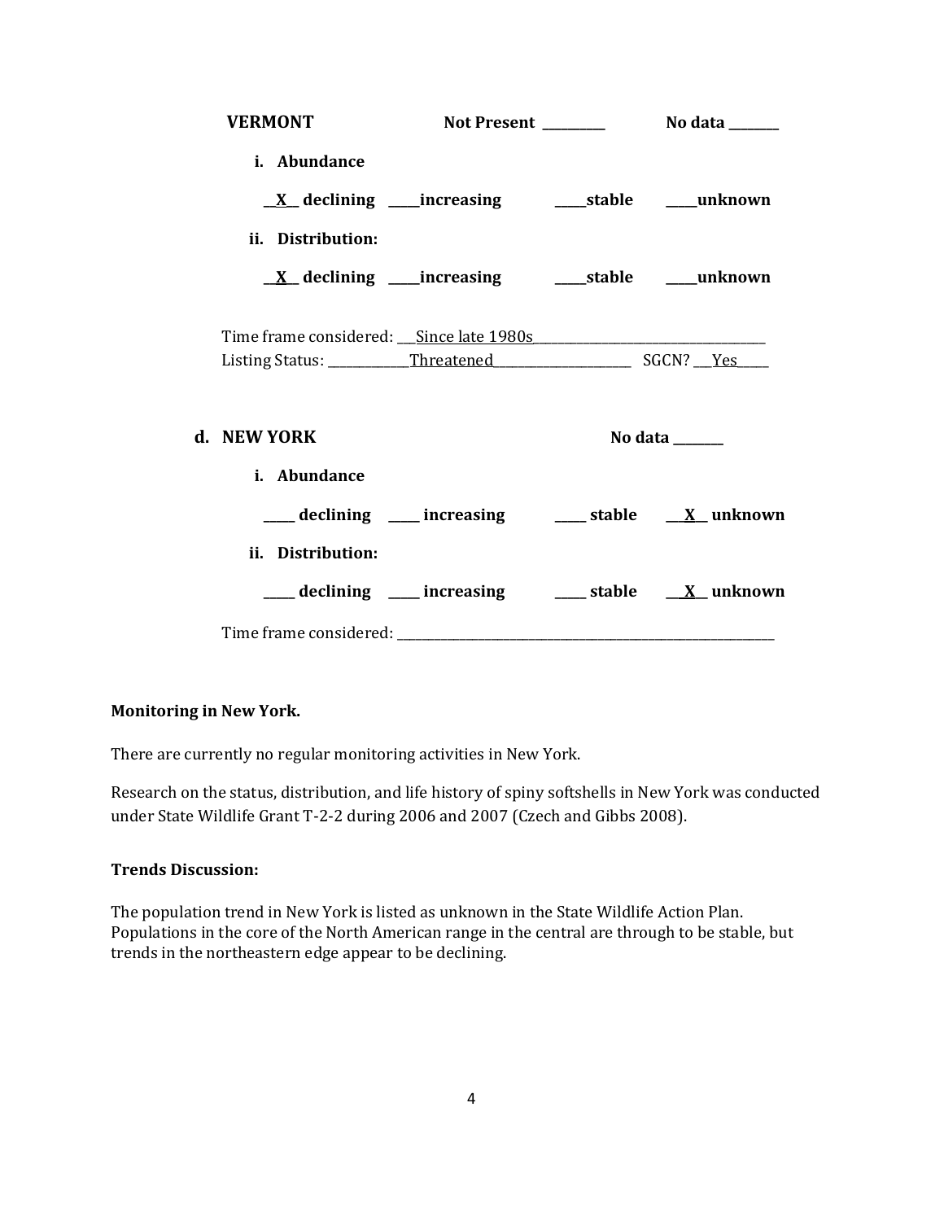**VERMONT** Not Present __________ No data ________

**i. Abundance**

**__X__ declining _____increasing _____stable _____unknown**

**ii. Distribution:**

**__X__ declining _____increasing _____stable _____unknown**

Time frame considered: ___Since late 1980s___________________________________

Listing Status: _____________Threatened______________________ SGCN? ___Yes_____

**d. NEW YORK** **No data ________**

**i. Abundance**

**_____ declining _____ increasing _____ stable ___X__ unknown**

**ii. Distribution:**

**_____ declining _____ increasing _____ stable ___X__ unknown**

Time frame considered: _______________________________________________________________

**Monitoring in New York.**

There are currently no regular monitoring activities in New York.

Research on the status, distribution, and life history of spiny softshells in New York was conducted under State Wildlife Grant T-2-2 during 2006 and 2007 (Czech and Gibbs 2008).

**Trends Discussion:**

The population trend in New York is listed as unknown in the State Wildlife Action Plan. Populations in the core of the North American range in the central are through to be stable, but trends in the northeastern edge appear to be declining.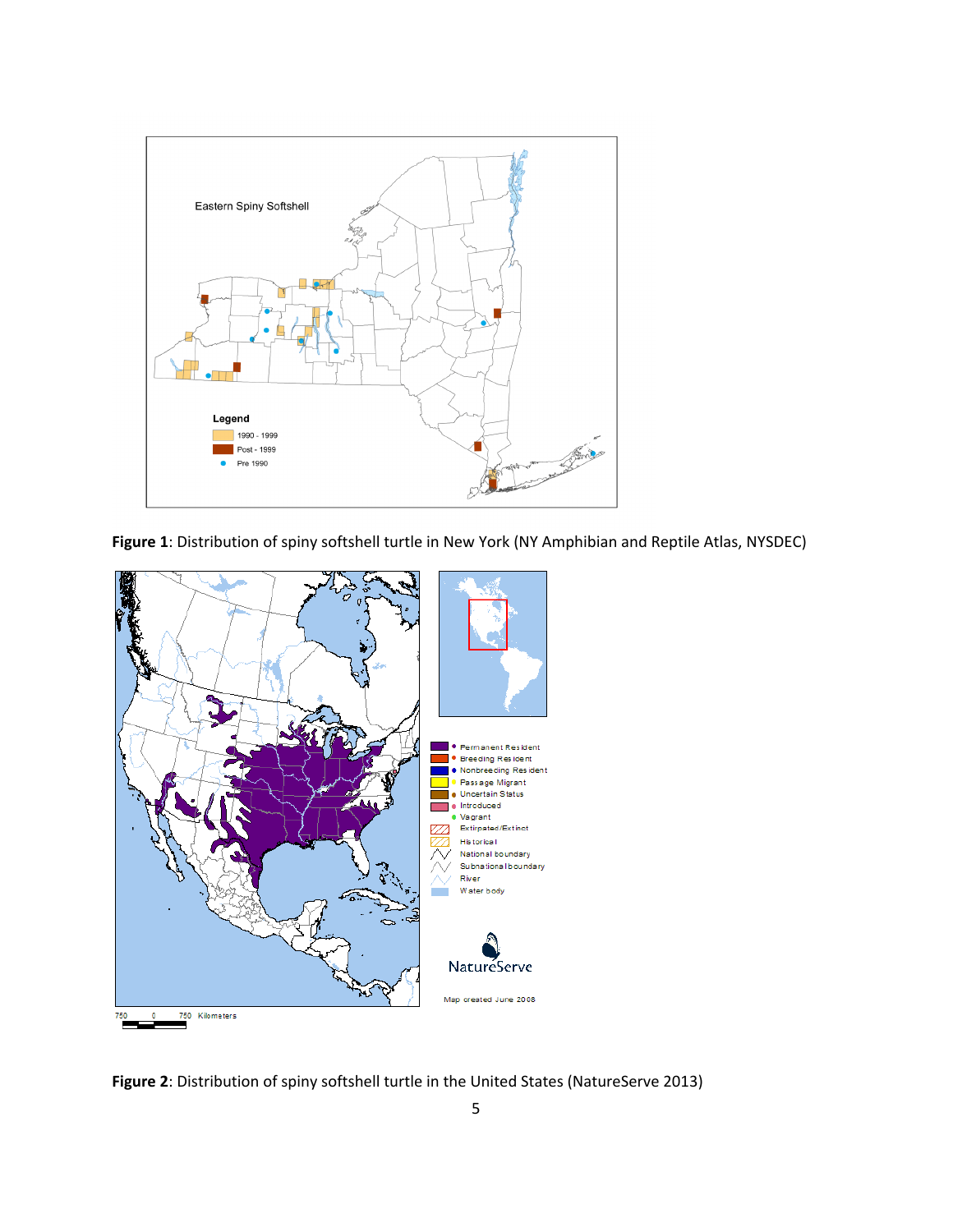**Figure 1**: Distribution of spiny softshell turtle in New York (NY Amphibian and Reptile Atlas, NYSDEC)

**Figure 2**: Distribution of spiny softshell turtle in the United States (NatureServe 2013)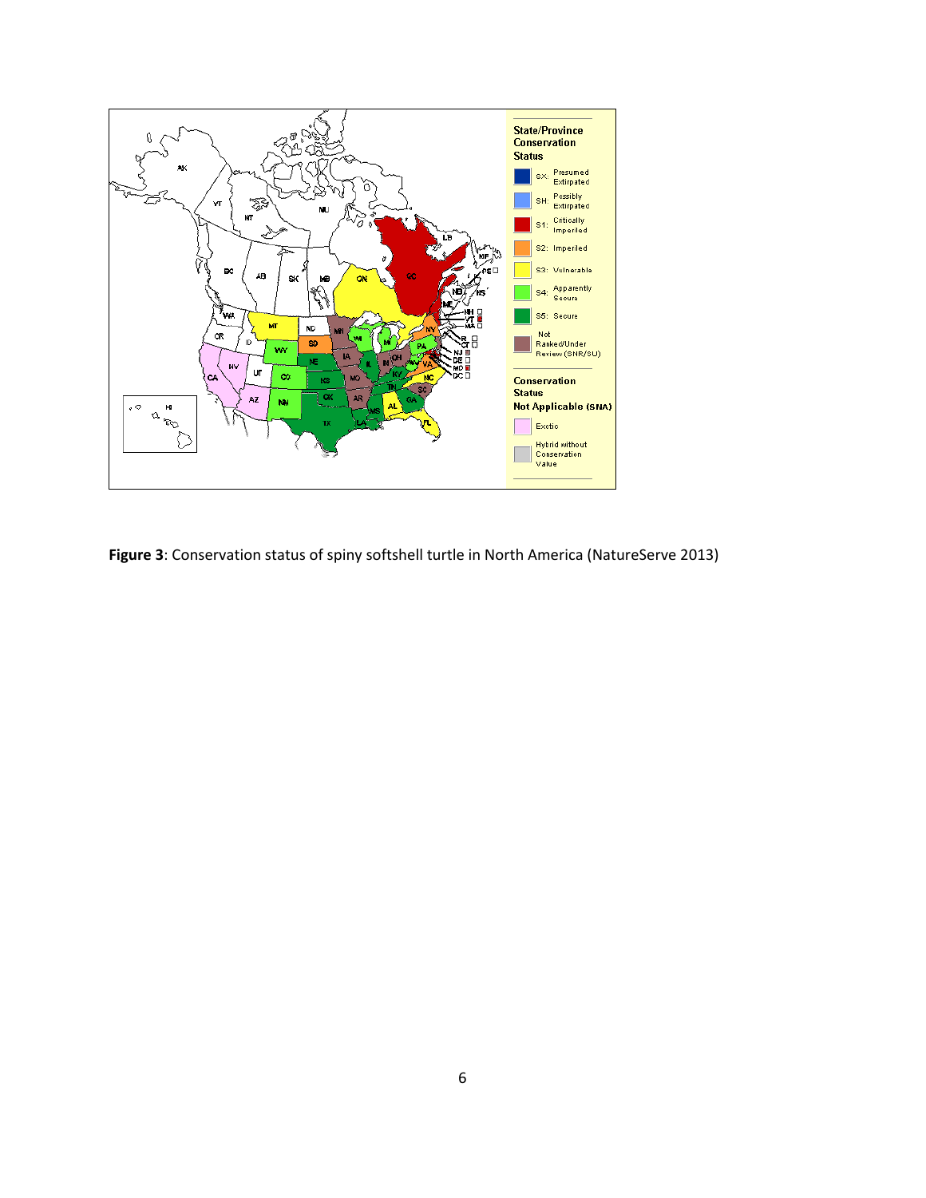**Figure 3**: Conservation status of spiny softshell turtle in North America (NatureServe 2013)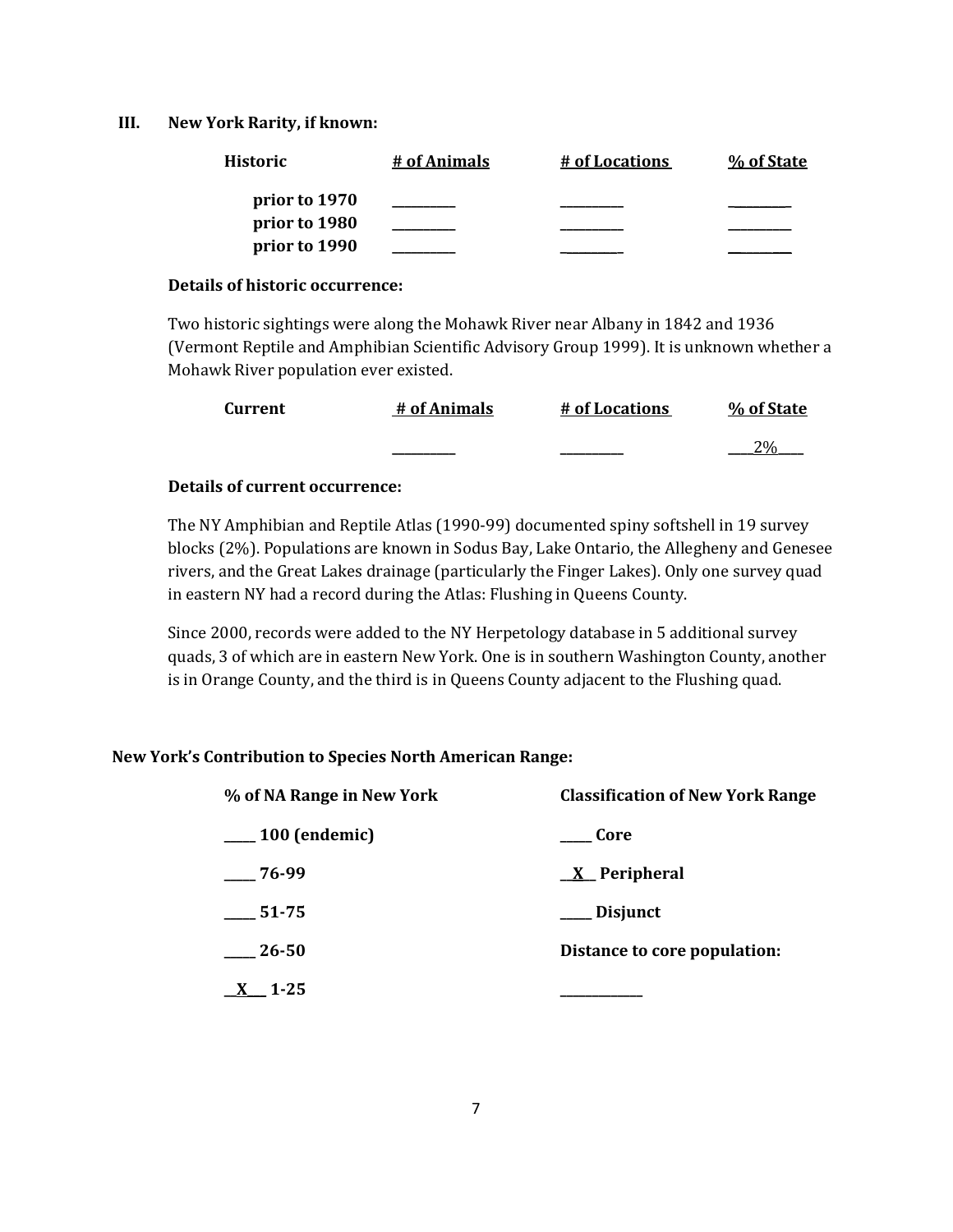### III. New York Rarity, if known:

| Historic | # of Animals | # of Locations | % of State |
|---|---|---|---|
| prior to 1970 | _________ | _________ | _________ |
| prior to 1980 | _________ | _________ | _________ |
| prior to 1990 | _________ | _________ | _________ |

**Details of historic occurrence:**

Two historic sightings were along the Mohawk River near Albany in 1842 and 1936 (Vermont Reptile and Amphibian Scientific Advisory Group 1999). It is unknown whether a Mohawk River population ever existed.

| Current | # of Animals | # of Locations | % of State |
|---|---|---|---|
| | _________ | _________ | ___2%___ |

**Details of current occurrence:**

The NY Amphibian and Reptile Atlas (1990-99) documented spiny softshell in 19 survey blocks (2%). Populations are known in Sodus Bay, Lake Ontario, the Allegheny and Genesee rivers, and the Great Lakes drainage (particularly the Finger Lakes). Only one survey quad in eastern NY had a record during the Atlas: Flushing in Queens County.

Since 2000, records were added to the NY Herpetology database in 5 additional survey quads, 3 of which are in eastern New York. One is in southern Washington County, another is in Orange County, and the third is in Queens County adjacent to the Flushing quad.

**New York's Contribution to Species North American Range:**

| % of NA Range in New York | Classification of New York Range |
|---|---|
| ____ 100 (endemic) | ____ Core |
| ____ 76-99 | __X__ Peripheral |
| ____ 51-75 | ____ Disjunct |
| ____ 26-50 | Distance to core population: |
| __X__ 1-25 | ___________ |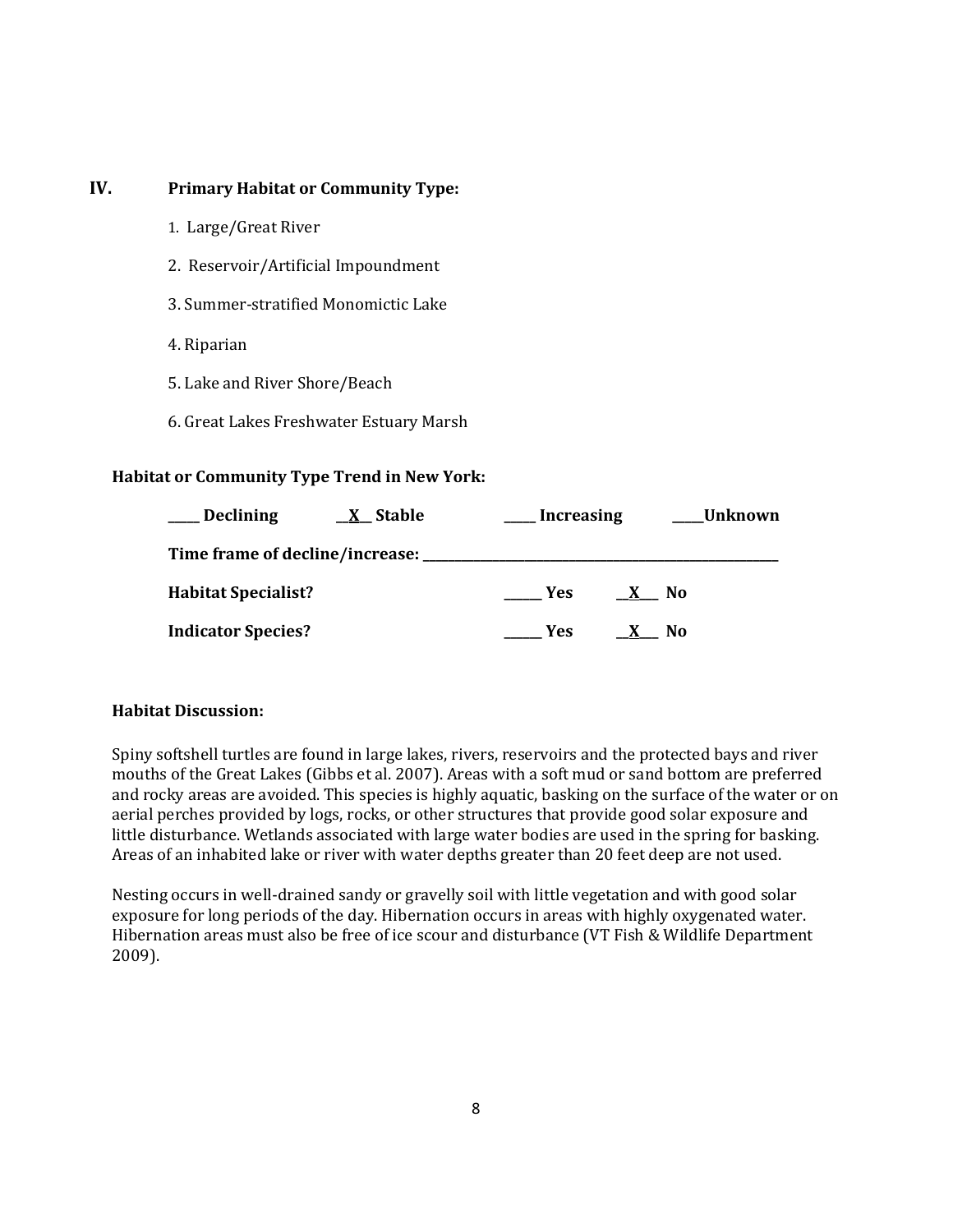## IV. Primary Habitat or Community Type:

1. Large/Great River
2. Reservoir/Artificial Impoundment
3. Summer-stratified Monomictic Lake
4. Riparian
5. Lake and River Shore/Beach
6. Great Lakes Freshwater Estuary Marsh

**Habitat or Community Type Trend in New York:**

**_____ Declining** **__X__ Stable** **_____ Increasing** **_____Unknown**

**Time frame of decline/increase: ____________________________________________**

**Habitat Specialist?** **______ Yes** **__X___ No**

**Indicator Species?** **______ Yes** **__X___ No**

**Habitat Discussion:**

Spiny softshell turtles are found in large lakes, rivers, reservoirs and the protected bays and river mouths of the Great Lakes (Gibbs et al. 2007). Areas with a soft mud or sand bottom are preferred and rocky areas are avoided. This species is highly aquatic, basking on the surface of the water or on aerial perches provided by logs, rocks, or other structures that provide good solar exposure and little disturbance. Wetlands associated with large water bodies are used in the spring for basking. Areas of an inhabited lake or river with water depths greater than 20 feet deep are not used.

Nesting occurs in well-drained sandy or gravelly soil with little vegetation and with good solar exposure for long periods of the day. Hibernation occurs in areas with highly oxygenated water. Hibernation areas must also be free of ice scour and disturbance (VT Fish & Wildlife Department 2009).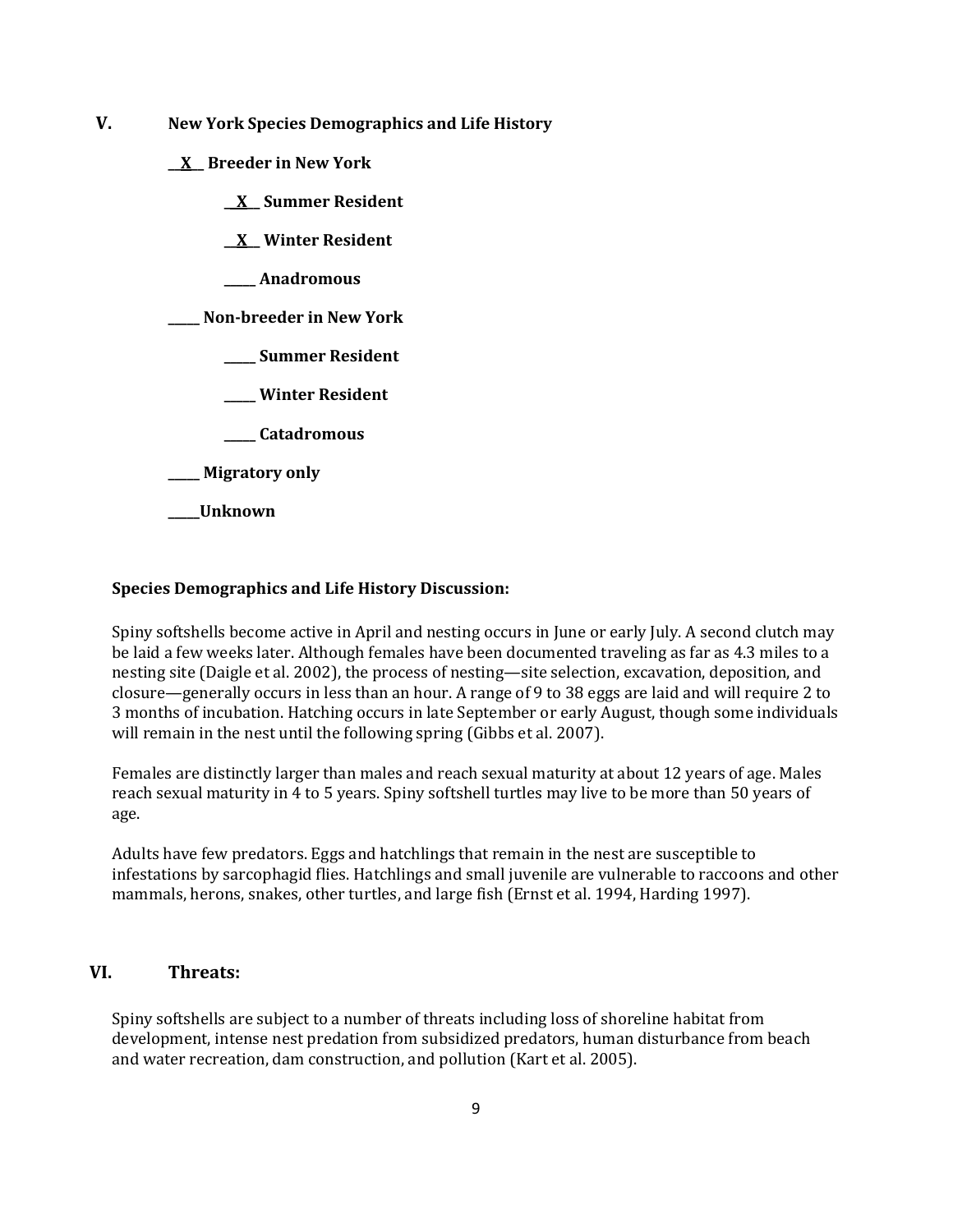## V. New York Species Demographics and Life History

__X__ **Breeder in New York**

__X__ **Summer Resident**

__X__ **Winter Resident**

_____ **Anadromous**

_____ **Non-breeder in New York**

_____ **Summer Resident**

_____ **Winter Resident**

_____ **Catadromous**

_____ **Migratory only**

_____**Unknown**

**Species Demographics and Life History Discussion:**

Spiny softshells become active in April and nesting occurs in June or early July. A second clutch may be laid a few weeks later. Although females have been documented traveling as far as 4.3 miles to a nesting site (Daigle et al. 2002), the process of nesting—site selection, excavation, deposition, and closure—generally occurs in less than an hour. A range of 9 to 38 eggs are laid and will require 2 to 3 months of incubation. Hatching occurs in late September or early August, though some individuals will remain in the nest until the following spring (Gibbs et al. 2007).

Females are distinctly larger than males and reach sexual maturity at about 12 years of age. Males reach sexual maturity in 4 to 5 years. Spiny softshell turtles may live to be more than 50 years of age.

Adults have few predators. Eggs and hatchlings that remain in the nest are susceptible to infestations by sarcophagid flies. Hatchlings and small juvenile are vulnerable to raccoons and other mammals, herons, snakes, other turtles, and large fish (Ernst et al. 1994, Harding 1997).

## VI. Threats:

Spiny softshells are subject to a number of threats including loss of shoreline habitat from development, intense nest predation from subsidized predators, human disturbance from beach and water recreation, dam construction, and pollution (Kart et al. 2005).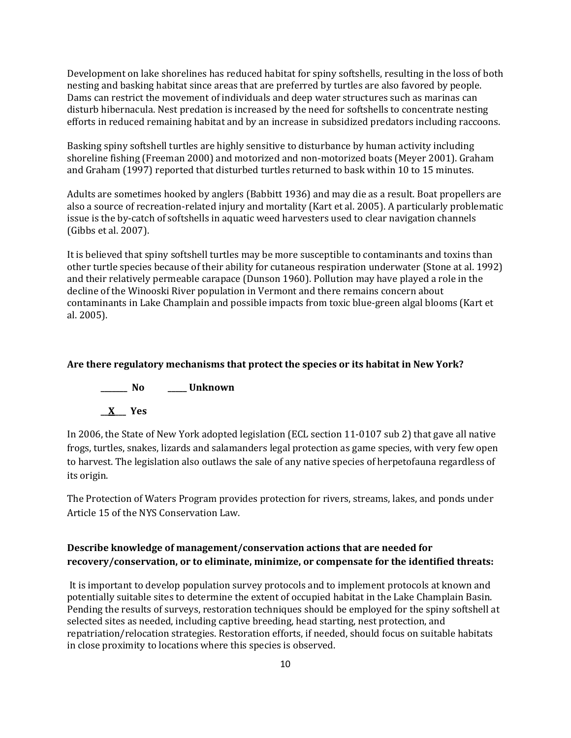Development on lake shorelines has reduced habitat for spiny softshells, resulting in the loss of both nesting and basking habitat since areas that are preferred by turtles are also favored by people. Dams can restrict the movement of individuals and deep water structures such as marinas can disturb hibernacula. Nest predation is increased by the need for softshells to concentrate nesting efforts in reduced remaining habitat and by an increase in subsidized predators including raccoons.

Basking spiny softshell turtles are highly sensitive to disturbance by human activity including shoreline fishing (Freeman 2000) and motorized and non-motorized boats (Meyer 2001). Graham and Graham (1997) reported that disturbed turtles returned to bask within 10 to 15 minutes.

Adults are sometimes hooked by anglers (Babbitt 1936) and may die as a result. Boat propellers are also a source of recreation-related injury and mortality (Kart et al. 2005). A particularly problematic issue is the by-catch of softshells in aquatic weed harvesters used to clear navigation channels (Gibbs et al. 2007).

It is believed that spiny softshell turtles may be more susceptible to contaminants and toxins than other turtle species because of their ability for cutaneous respiration underwater (Stone at al. 1992) and their relatively permeable carapace (Dunson 1960). Pollution may have played a role in the decline of the Winooski River population in Vermont and there remains concern about contaminants in Lake Champlain and possible impacts from toxic blue-green algal blooms (Kart et al. 2005).

**Are there regulatory mechanisms that protect the species or its habitat in New York?**

**_______ No _____ Unknown**

**__X___ Yes**

In 2006, the State of New York adopted legislation (ECL section 11-0107 sub 2) that gave all native frogs, turtles, snakes, lizards and salamanders legal protection as game species, with very few open to harvest. The legislation also outlaws the sale of any native species of herpetofauna regardless of its origin.

The Protection of Waters Program provides protection for rivers, streams, lakes, and ponds under Article 15 of the NYS Conservation Law.

**Describe knowledge of management/conservation actions that are needed for recovery/conservation, or to eliminate, minimize, or compensate for the identified threats:**

It is important to develop population survey protocols and to implement protocols at known and potentially suitable sites to determine the extent of occupied habitat in the Lake Champlain Basin. Pending the results of surveys, restoration techniques should be employed for the spiny softshell at selected sites as needed, including captive breeding, head starting, nest protection, and repatriation/relocation strategies. Restoration efforts, if needed, should focus on suitable habitats in close proximity to locations where this species is observed.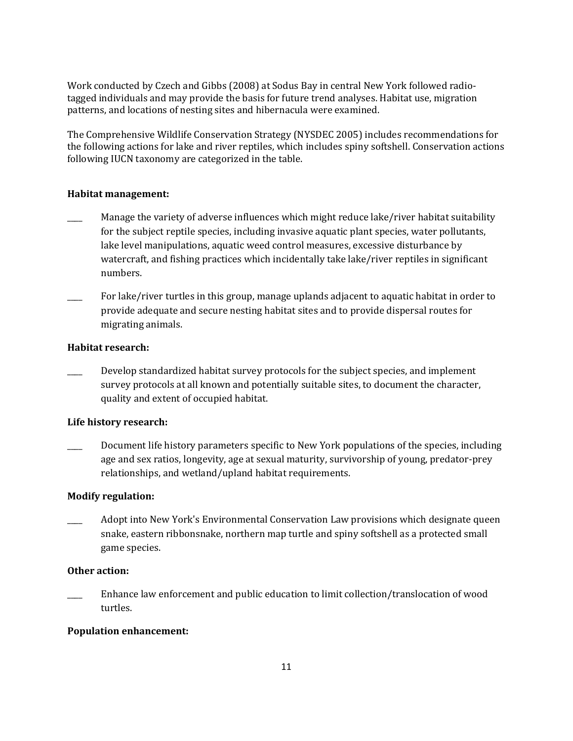Work conducted by Czech and Gibbs (2008) at Sodus Bay in central New York followed radio-tagged individuals and may provide the basis for future trend analyses. Habitat use, migration patterns, and locations of nesting sites and hibernacula were examined.

The Comprehensive Wildlife Conservation Strategy (NYSDEC 2005) includes recommendations for the following actions for lake and river reptiles, which includes spiny softshell. Conservation actions following IUCN taxonomy are categorized in the table.

**Habitat management:**

____ Manage the variety of adverse influences which might reduce lake/river habitat suitability for the subject reptile species, including invasive aquatic plant species, water pollutants, lake level manipulations, aquatic weed control measures, excessive disturbance by watercraft, and fishing practices which incidentally take lake/river reptiles in significant numbers.

____ For lake/river turtles in this group, manage uplands adjacent to aquatic habitat in order to provide adequate and secure nesting habitat sites and to provide dispersal routes for migrating animals.

**Habitat research:**

____ Develop standardized habitat survey protocols for the subject species, and implement survey protocols at all known and potentially suitable sites, to document the character, quality and extent of occupied habitat.

**Life history research:**

____ Document life history parameters specific to New York populations of the species, including age and sex ratios, longevity, age at sexual maturity, survivorship of young, predator-prey relationships, and wetland/upland habitat requirements.

**Modify regulation:**

____ Adopt into New York's Environmental Conservation Law provisions which designate queen snake, eastern ribbonsnake, northern map turtle and spiny softshell as a protected small game species.

**Other action:**

____ Enhance law enforcement and public education to limit collection/translocation of wood turtles.

**Population enhancement:**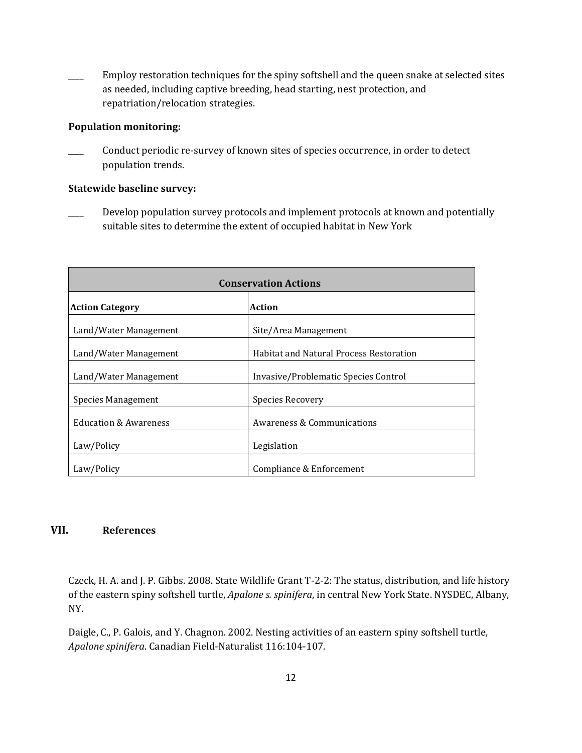____ Employ restoration techniques for the spiny softshell and the queen snake at selected sites as needed, including captive breeding, head starting, nest protection, and repatriation/relocation strategies.

**Population monitoring:**

____ Conduct periodic re-survey of known sites of species occurrence, in order to detect population trends.

**Statewide baseline survey:**

____ Develop population survey protocols and implement protocols at known and potentially suitable sites to determine the extent of occupied habitat in New York

| **Conservation Actions** | |
|---|---|
| **Action Category** | **Action** |
| Land/Water Management | Site/Area Management |
| Land/Water Management | Habitat and Natural Process Restoration |
| Land/Water Management | Invasive/Problematic Species Control |
| Species Management | Species Recovery |
| Education & Awareness | Awareness & Communications |
| Law/Policy | Legislation |
| Law/Policy | Compliance & Enforcement |

## VII. References

Czeck, H. A. and J. P. Gibbs. 2008. State Wildlife Grant T-2-2: The status, distribution, and life history of the eastern spiny softshell turtle, *Apalone s. spinifera*, in central New York State. NYSDEC, Albany, NY.

Daigle, C., P. Galois, and Y. Chagnon. 2002. Nesting activities of an eastern spiny softshell turtle, *Apalone spinifera*. Canadian Field-Naturalist 116:104-107.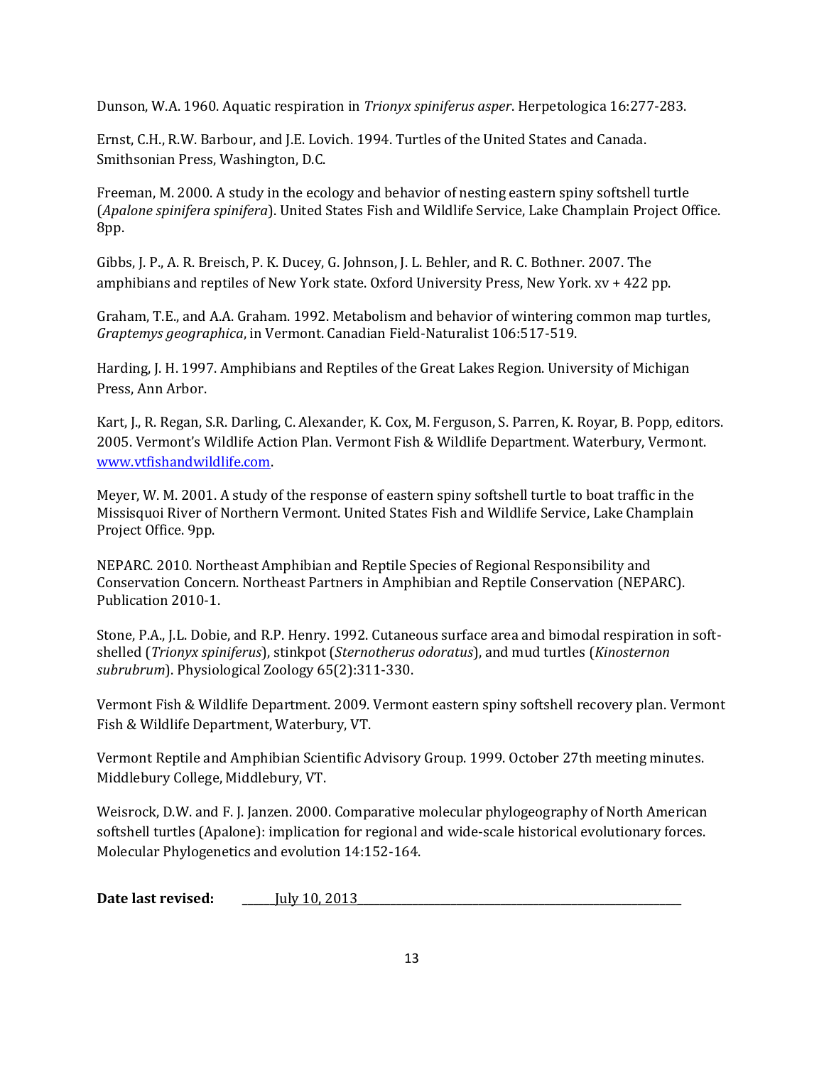Dunson, W.A. 1960. Aquatic respiration in *Trionyx spiniferus asper*. Herpetologica 16:277-283.

Ernst, C.H., R.W. Barbour, and J.E. Lovich. 1994. Turtles of the United States and Canada. Smithsonian Press, Washington, D.C.

Freeman, M. 2000. A study in the ecology and behavior of nesting eastern spiny softshell turtle (*Apalone spinifera spinifera*). United States Fish and Wildlife Service, Lake Champlain Project Office. 8pp.

Gibbs, J. P., A. R. Breisch, P. K. Ducey, G. Johnson, J. L. Behler, and R. C. Bothner. 2007. The amphibians and reptiles of New York state. Oxford University Press, New York. xv + 422 pp.

Graham, T.E., and A.A. Graham. 1992. Metabolism and behavior of wintering common map turtles, *Graptemys geographica*, in Vermont. Canadian Field-Naturalist 106:517-519.

Harding, J. H. 1997. Amphibians and Reptiles of the Great Lakes Region. University of Michigan Press, Ann Arbor.

Kart, J., R. Regan, S.R. Darling, C. Alexander, K. Cox, M. Ferguson, S. Parren, K. Royar, B. Popp, editors. 2005. Vermont's Wildlife Action Plan. Vermont Fish & Wildlife Department. Waterbury, Vermont. [www.vtfishandwildlife.com](www.vtfishandwildlife.com).

Meyer, W. M. 2001. A study of the response of eastern spiny softshell turtle to boat traffic in the Missisquoi River of Northern Vermont. United States Fish and Wildlife Service, Lake Champlain Project Office. 9pp.

NEPARC. 2010. Northeast Amphibian and Reptile Species of Regional Responsibility and Conservation Concern. Northeast Partners in Amphibian and Reptile Conservation (NEPARC). Publication 2010-1.

Stone, P.A., J.L. Dobie, and R.P. Henry. 1992. Cutaneous surface area and bimodal respiration in soft-shelled (*Trionyx spiniferus*), stinkpot (*Sternotherus odoratus*), and mud turtles (*Kinosternon subrubrum*). Physiological Zoology 65(2):311-330.

Vermont Fish & Wildlife Department. 2009. Vermont eastern spiny softshell recovery plan. Vermont Fish & Wildlife Department, Waterbury, VT.

Vermont Reptile and Amphibian Scientific Advisory Group. 1999. October 27th meeting minutes. Middlebury College, Middlebury, VT.

Weisrock, D.W. and F. J. Janzen. 2000. Comparative molecular phylogeography of North American softshell turtles (Apalone): implication for regional and wide-scale historical evolutionary forces. Molecular Phylogenetics and evolution 14:152-164.

**Date last revised:** July 10, 2013